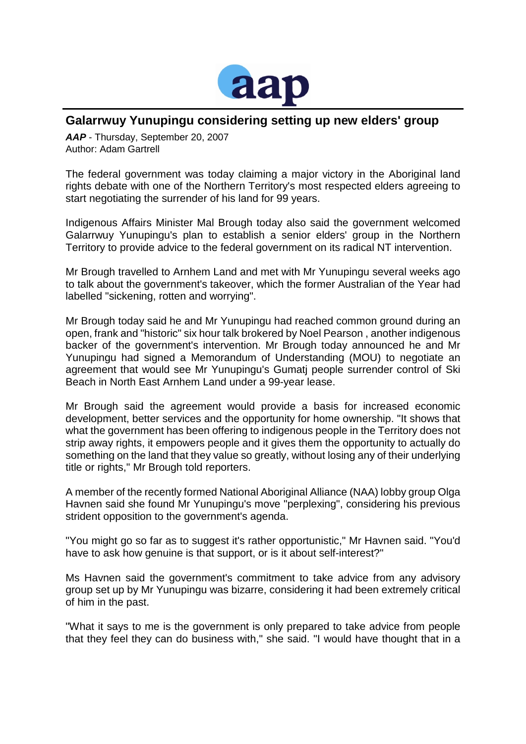## Galarrwuy Yunupingu considering setting up new elders' group

***AAP*** - Thursday, September 20, 2007
Author: Adam Gartrell

The federal government was today claiming a major victory in the Aboriginal land rights debate with one of the Northern Territory's most respected elders agreeing to start negotiating the surrender of his land for 99 years.

Indigenous Affairs Minister Mal Brough today also said the government welcomed Galarrwuy Yunupingu's plan to establish a senior elders' group in the Northern Territory to provide advice to the federal government on its radical NT intervention.

Mr Brough travelled to Arnhem Land and met with Mr Yunupingu several weeks ago to talk about the government's takeover, which the former Australian of the Year had labelled "sickening, rotten and worrying".

Mr Brough today said he and Mr Yunupingu had reached common ground during an open, frank and "historic" six hour talk brokered by Noel Pearson , another indigenous backer of the government's intervention. Mr Brough today announced he and Mr Yunupingu had signed a Memorandum of Understanding (MOU) to negotiate an agreement that would see Mr Yunupingu's Gumatj people surrender control of Ski Beach in North East Arnhem Land under a 99-year lease.

Mr Brough said the agreement would provide a basis for increased economic development, better services and the opportunity for home ownership. "It shows that what the government has been offering to indigenous people in the Territory does not strip away rights, it empowers people and it gives them the opportunity to actually do something on the land that they value so greatly, without losing any of their underlying title or rights," Mr Brough told reporters.

A member of the recently formed National Aboriginal Alliance (NAA) lobby group Olga Havnen said she found Mr Yunupingu's move "perplexing", considering his previous strident opposition to the government's agenda.

"You might go so far as to suggest it's rather opportunistic," Mr Havnen said. "You'd have to ask how genuine is that support, or is it about self-interest?"

Ms Havnen said the government's commitment to take advice from any advisory group set up by Mr Yunupingu was bizarre, considering it had been extremely critical of him in the past.

"What it says to me is the government is only prepared to take advice from people that they feel they can do business with," she said. "I would have thought that in a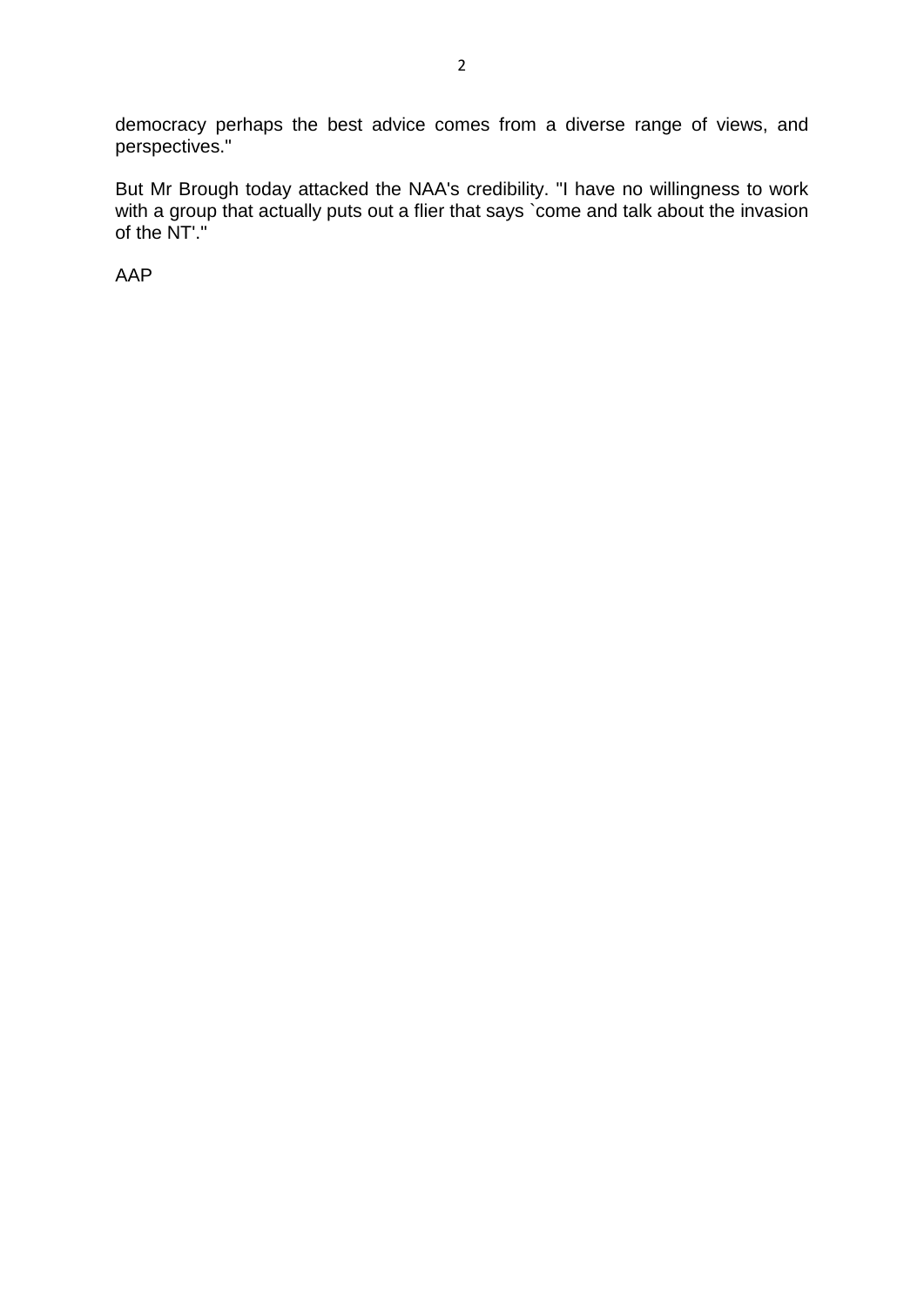democracy perhaps the best advice comes from a diverse range of views, and perspectives."

But Mr Brough today attacked the NAA's credibility. "I have no willingness to work with a group that actually puts out a flier that says `come and talk about the invasion of the NT'."

AAP